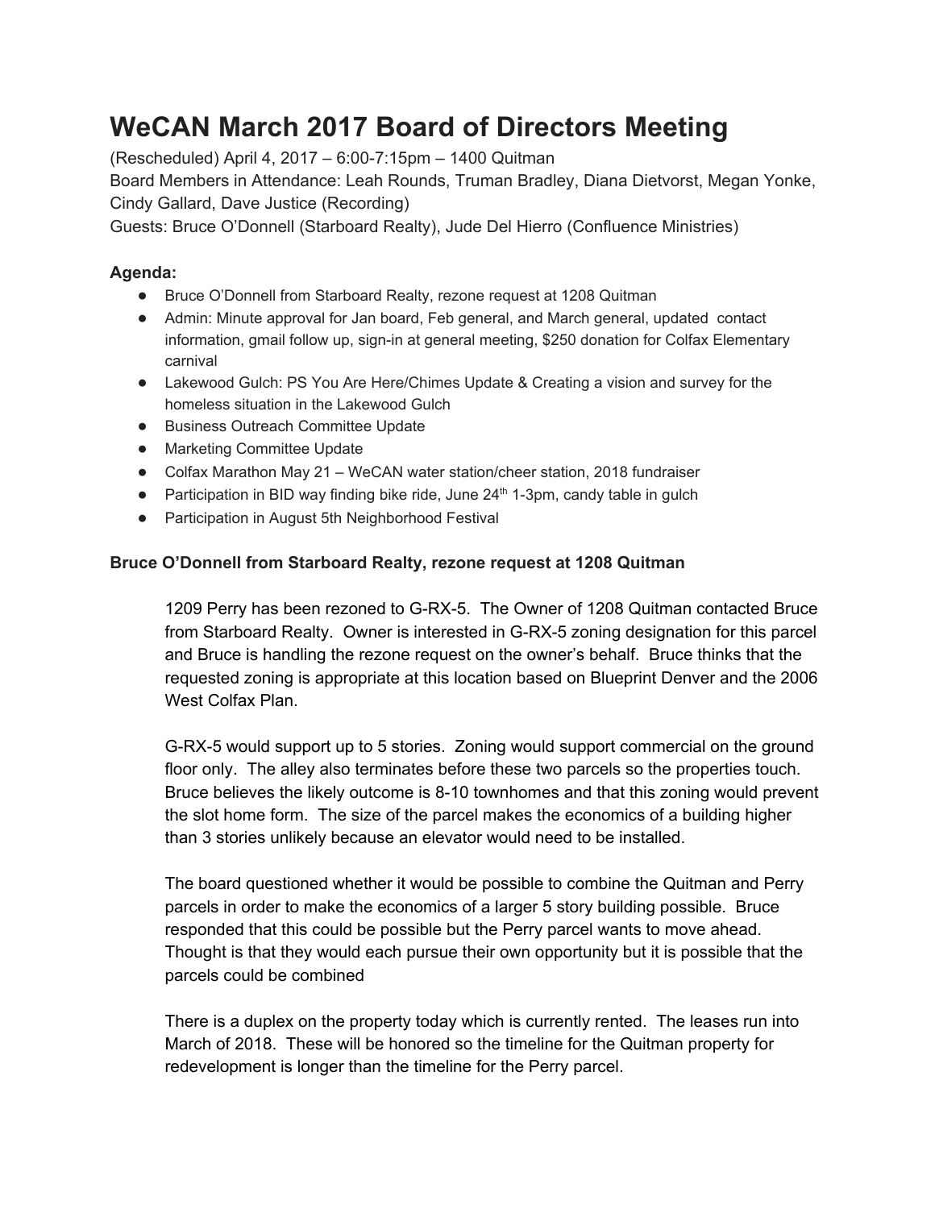# WeCAN March 2017 Board of Directors Meeting

(Rescheduled) April 4, 2017 – 6:00-7:15pm – 1400 Quitman
Board Members in Attendance: Leah Rounds, Truman Bradley, Diana Dietvorst, Megan Yonke, Cindy Gallard, Dave Justice (Recording)
Guests: Bruce O'Donnell (Starboard Realty), Jude Del Hierro (Confluence Ministries)

**Agenda:**

- Bruce O'Donnell from Starboard Realty, rezone request at 1208 Quitman
- Admin: Minute approval for Jan board, Feb general, and March general, updated contact information, gmail follow up, sign-in at general meeting, $250 donation for Colfax Elementary carnival
- Lakewood Gulch: PS You Are Here/Chimes Update & Creating a vision and survey for the homeless situation in the Lakewood Gulch
- Business Outreach Committee Update
- Marketing Committee Update
- Colfax Marathon May 21 – WeCAN water station/cheer station, 2018 fundraiser
- Participation in BID way finding bike ride, June 24th 1-3pm, candy table in gulch
- Participation in August 5th Neighborhood Festival

**Bruce O'Donnell from Starboard Realty, rezone request at 1208 Quitman**

1209 Perry has been rezoned to G-RX-5. The Owner of 1208 Quitman contacted Bruce from Starboard Realty. Owner is interested in G-RX-5 zoning designation for this parcel and Bruce is handling the rezone request on the owner's behalf. Bruce thinks that the requested zoning is appropriate at this location based on Blueprint Denver and the 2006 West Colfax Plan.

G-RX-5 would support up to 5 stories. Zoning would support commercial on the ground floor only. The alley also terminates before these two parcels so the properties touch. Bruce believes the likely outcome is 8-10 townhomes and that this zoning would prevent the slot home form. The size of the parcel makes the economics of a building higher than 3 stories unlikely because an elevator would need to be installed.

The board questioned whether it would be possible to combine the Quitman and Perry parcels in order to make the economics of a larger 5 story building possible. Bruce responded that this could be possible but the Perry parcel wants to move ahead. Thought is that they would each pursue their own opportunity but it is possible that the parcels could be combined

There is a duplex on the property today which is currently rented. The leases run into March of 2018. These will be honored so the timeline for the Quitman property for redevelopment is longer than the timeline for the Perry parcel.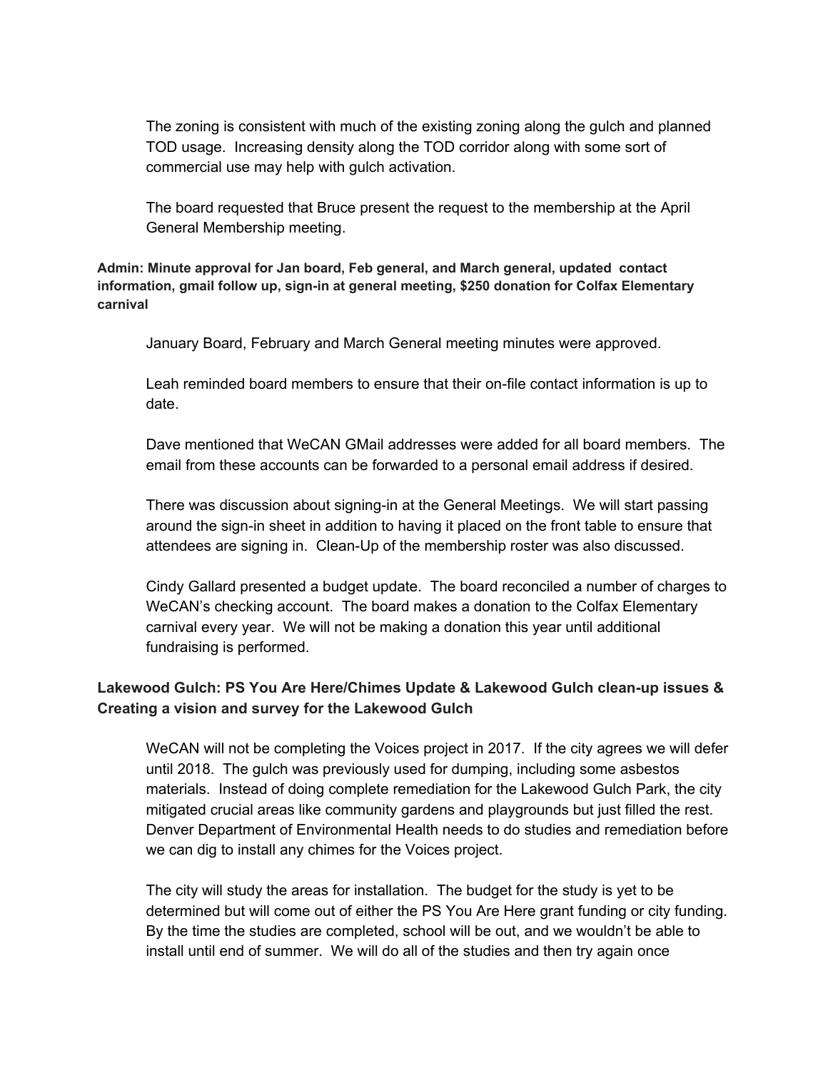The zoning is consistent with much of the existing zoning along the gulch and planned TOD usage. Increasing density along the TOD corridor along with some sort of commercial use may help with gulch activation.

The board requested that Bruce present the request to the membership at the April General Membership meeting.

**Admin: Minute approval for Jan board, Feb general, and March general, updated contact information, gmail follow up, sign-in at general meeting, $250 donation for Colfax Elementary carnival**

January Board, February and March General meeting minutes were approved.

Leah reminded board members to ensure that their on-file contact information is up to date.

Dave mentioned that WeCAN GMail addresses were added for all board members. The email from these accounts can be forwarded to a personal email address if desired.

There was discussion about signing-in at the General Meetings. We will start passing around the sign-in sheet in addition to having it placed on the front table to ensure that attendees are signing in. Clean-Up of the membership roster was also discussed.

Cindy Gallard presented a budget update. The board reconciled a number of charges to WeCAN's checking account. The board makes a donation to the Colfax Elementary carnival every year. We will not be making a donation this year until additional fundraising is performed.

**Lakewood Gulch: PS You Are Here/Chimes Update & Lakewood Gulch clean-up issues & Creating a vision and survey for the Lakewood Gulch**

WeCAN will not be completing the Voices project in 2017. If the city agrees we will defer until 2018. The gulch was previously used for dumping, including some asbestos materials. Instead of doing complete remediation for the Lakewood Gulch Park, the city mitigated crucial areas like community gardens and playgrounds but just filled the rest. Denver Department of Environmental Health needs to do studies and remediation before we can dig to install any chimes for the Voices project.

The city will study the areas for installation. The budget for the study is yet to be determined but will come out of either the PS You Are Here grant funding or city funding. By the time the studies are completed, school will be out, and we wouldn't be able to install until end of summer. We will do all of the studies and then try again once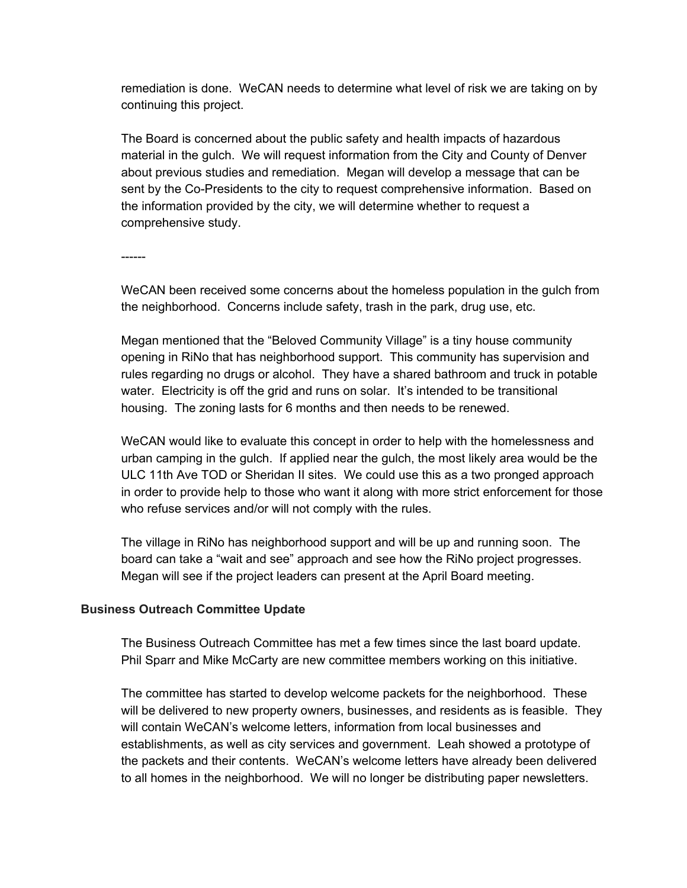remediation is done. WeCAN needs to determine what level of risk we are taking on by continuing this project.

The Board is concerned about the public safety and health impacts of hazardous material in the gulch. We will request information from the City and County of Denver about previous studies and remediation. Megan will develop a message that can be sent by the Co-Presidents to the city to request comprehensive information. Based on the information provided by the city, we will determine whether to request a comprehensive study.

------

WeCAN been received some concerns about the homeless population in the gulch from the neighborhood. Concerns include safety, trash in the park, drug use, etc.

Megan mentioned that the "Beloved Community Village" is a tiny house community opening in RiNo that has neighborhood support. This community has supervision and rules regarding no drugs or alcohol. They have a shared bathroom and truck in potable water. Electricity is off the grid and runs on solar. It's intended to be transitional housing. The zoning lasts for 6 months and then needs to be renewed.

WeCAN would like to evaluate this concept in order to help with the homelessness and urban camping in the gulch. If applied near the gulch, the most likely area would be the ULC 11th Ave TOD or Sheridan II sites. We could use this as a two pronged approach in order to provide help to those who want it along with more strict enforcement for those who refuse services and/or will not comply with the rules.

The village in RiNo has neighborhood support and will be up and running soon. The board can take a "wait and see" approach and see how the RiNo project progresses. Megan will see if the project leaders can present at the April Board meeting.

**Business Outreach Committee Update**

The Business Outreach Committee has met a few times since the last board update. Phil Sparr and Mike McCarty are new committee members working on this initiative.

The committee has started to develop welcome packets for the neighborhood. These will be delivered to new property owners, businesses, and residents as is feasible. They will contain WeCAN's welcome letters, information from local businesses and establishments, as well as city services and government. Leah showed a prototype of the packets and their contents. WeCAN's welcome letters have already been delivered to all homes in the neighborhood. We will no longer be distributing paper newsletters.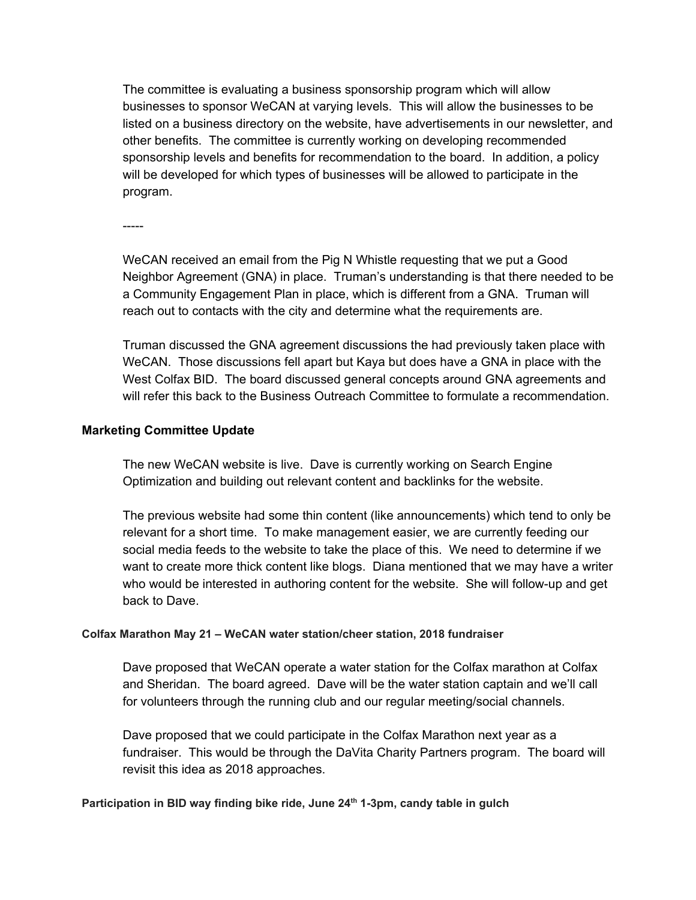The committee is evaluating a business sponsorship program which will allow businesses to sponsor WeCAN at varying levels. This will allow the businesses to be listed on a business directory on the website, have advertisements in our newsletter, and other benefits. The committee is currently working on developing recommended sponsorship levels and benefits for recommendation to the board. In addition, a policy will be developed for which types of businesses will be allowed to participate in the program.

-----

WeCAN received an email from the Pig N Whistle requesting that we put a Good Neighbor Agreement (GNA) in place. Truman's understanding is that there needed to be a Community Engagement Plan in place, which is different from a GNA. Truman will reach out to contacts with the city and determine what the requirements are.

Truman discussed the GNA agreement discussions the had previously taken place with WeCAN. Those discussions fell apart but Kaya but does have a GNA in place with the West Colfax BID. The board discussed general concepts around GNA agreements and will refer this back to the Business Outreach Committee to formulate a recommendation.

### Marketing Committee Update

The new WeCAN website is live. Dave is currently working on Search Engine Optimization and building out relevant content and backlinks for the website.

The previous website had some thin content (like announcements) which tend to only be relevant for a short time. To make management easier, we are currently feeding our social media feeds to the website to take the place of this. We need to determine if we want to create more thick content like blogs. Diana mentioned that we may have a writer who would be interested in authoring content for the website. She will follow-up and get back to Dave.

#### Colfax Marathon May 21 – WeCAN water station/cheer station, 2018 fundraiser

Dave proposed that WeCAN operate a water station for the Colfax marathon at Colfax and Sheridan. The board agreed. Dave will be the water station captain and we'll call for volunteers through the running club and our regular meeting/social channels.

Dave proposed that we could participate in the Colfax Marathon next year as a fundraiser. This would be through the DaVita Charity Partners program. The board will revisit this idea as 2018 approaches.

#### Participation in BID way finding bike ride, June 24th 1-3pm, candy table in gulch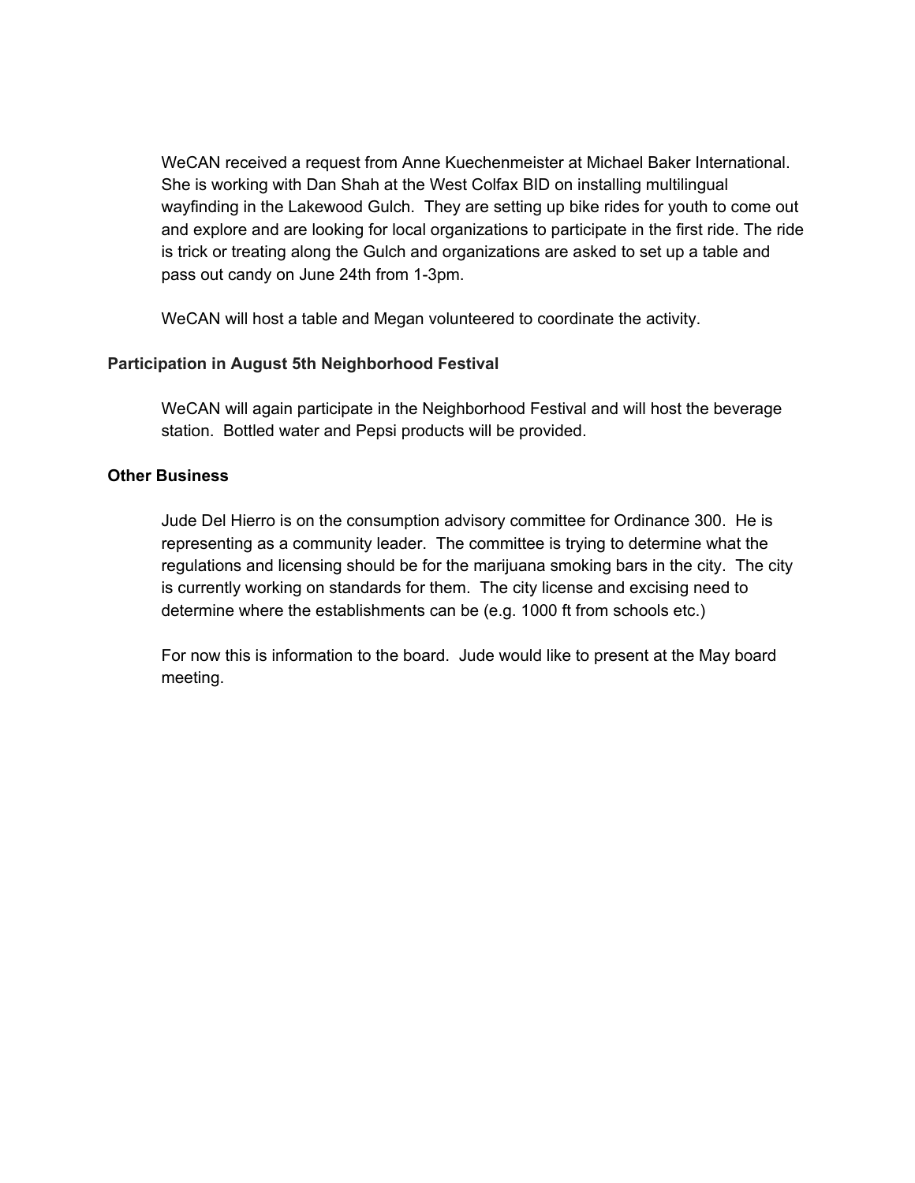WeCAN received a request from Anne Kuechenmeister at Michael Baker International. She is working with Dan Shah at the West Colfax BID on installing multilingual wayfinding in the Lakewood Gulch. They are setting up bike rides for youth to come out and explore and are looking for local organizations to participate in the first ride. The ride is trick or treating along the Gulch and organizations are asked to set up a table and pass out candy on June 24th from 1-3pm.

WeCAN will host a table and Megan volunteered to coordinate the activity.

**Participation in August 5th Neighborhood Festival**

WeCAN will again participate in the Neighborhood Festival and will host the beverage station. Bottled water and Pepsi products will be provided.

**Other Business**

Jude Del Hierro is on the consumption advisory committee for Ordinance 300. He is representing as a community leader. The committee is trying to determine what the regulations and licensing should be for the marijuana smoking bars in the city. The city is currently working on standards for them. The city license and excising need to determine where the establishments can be (e.g. 1000 ft from schools etc.)

For now this is information to the board. Jude would like to present at the May board meeting.